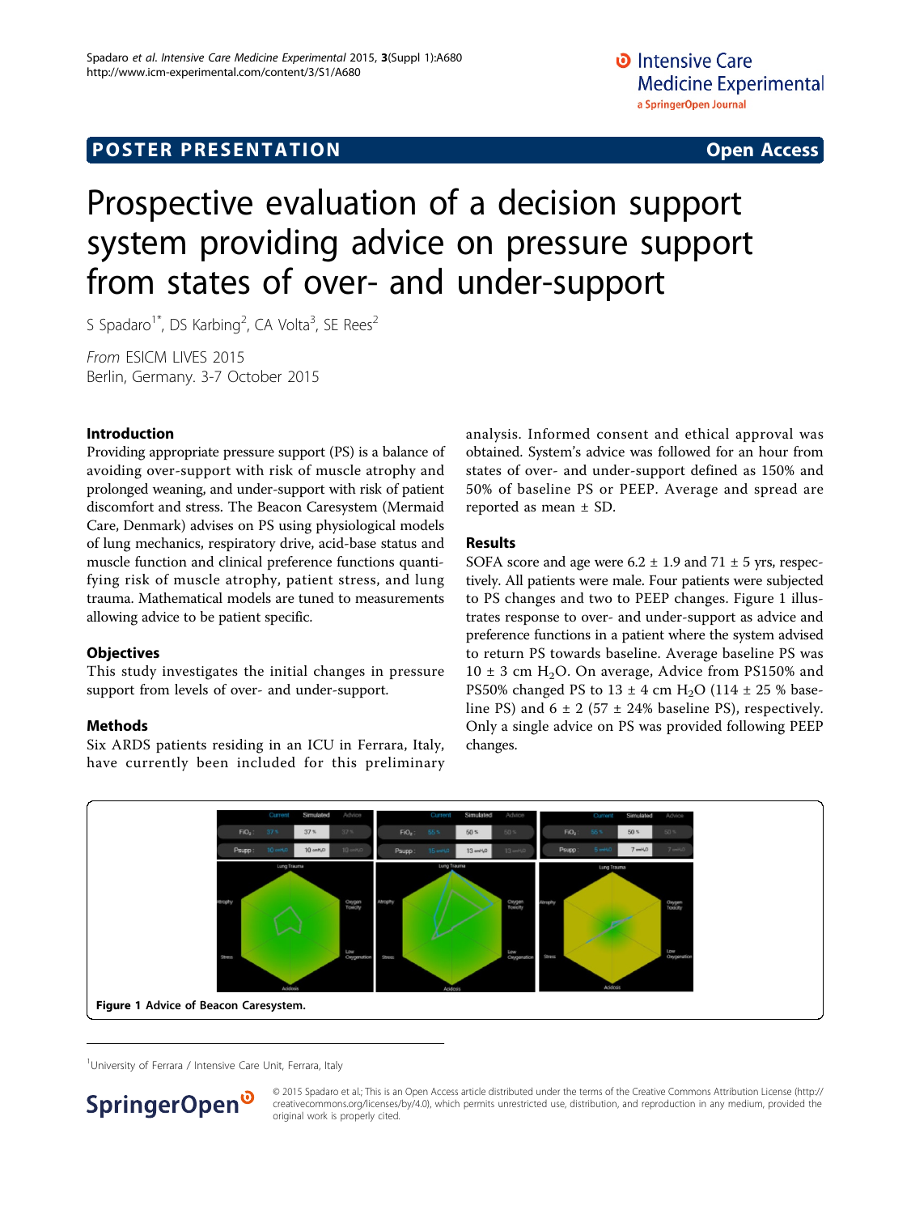POSTER PRESENTATION — Open Access

# Prospective evaluation of a decision support system providing advice on pressure support from states of over- and under-support

S Spadaro[1*], DS Karbing[2], CA Volta[3], SE Rees[2]

*From* ESICM LIVES 2015
Berlin, Germany. 3-7 October 2015

## Introduction

Providing appropriate pressure support (PS) is a balance of avoiding over-support with risk of muscle atrophy and prolonged weaning, and under-support with risk of patient discomfort and stress. The Beacon Caresystem (Mermaid Care, Denmark) advises on PS using physiological models of lung mechanics, respiratory drive, acid-base status and muscle function and clinical preference functions quantifying risk of muscle atrophy, patient stress, and lung trauma. Mathematical models are tuned to measurements allowing advice to be patient specific.

## Objectives

This study investigates the initial changes in pressure support from levels of over- and under-support.

## Methods

Six ARDS patients residing in an ICU in Ferrara, Italy, have currently been included for this preliminary analysis. Informed consent and ethical approval was obtained. System's advice was followed for an hour from states of over- and under-support defined as 150% and 50% of baseline PS or PEEP. Average and spread are reported as mean ± SD.

## Results

SOFA score and age were 6.2 ± 1.9 and 71 ± 5 yrs, respectively. All patients were male. Four patients were subjected to PS changes and two to PEEP changes. Figure 1 illustrates response to over- and under-support as advice and preference functions in a patient where the system advised to return PS towards baseline. Average baseline PS was 10 ± 3 cm $H_2O$. On average, Advice from PS150% and PS50% changed PS to 13 ± 4 cm $H_2O$ (114 ± 25 % baseline PS) and 6 ± 2 (57 ± 24% baseline PS), respectively. Only a single advice on PS was provided following PEEP changes.

Current Simulated Advice
$FiO_2$: 37 % 37 % 37 %
Psupp: 10 cmH2O 10 cmH2O 10 cmH2O

Current Simulated Advice
$FiO_2$: 55 % 50 % 50 %
Psupp: 15 cmH2O 13 cmH2O 13 cmH2O

Current Simulated Advice
$FiO_2$: 55 % 50 % 50 %
Psupp: 5 cmH2O 7 cmH2O 7 cmH2O

Lung Trauma
Atrophy
Oxygen Toxicity
Stress
Low Oxygenation
Acidosis

**Figure 1** Advice of Beacon Caresystem.

[1]University of Ferrara / Intensive Care Unit, Ferrara, Italy

© 2015 Spadaro et al.; This is an Open Access article distributed under the terms of the Creative Commons Attribution License (http://creativecommons.org/licenses/by/4.0), which permits unrestricted use, distribution, and reproduction in any medium, provided the original work is properly cited.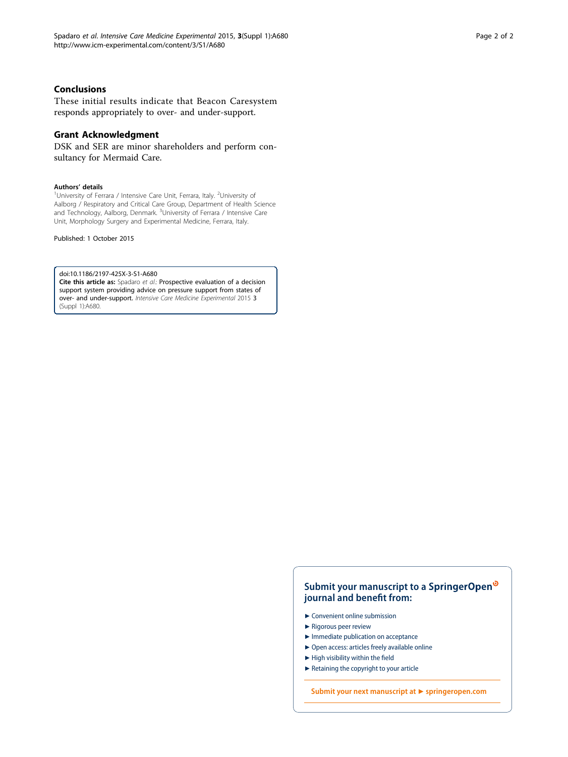## Conclusions

These initial results indicate that Beacon Caresystem responds appropriately to over- and under-support.

## Grant Acknowledgment

DSK and SER are minor shareholders and perform consultancy for Mermaid Care.

#### Authors' details

[1]University of Ferrara / Intensive Care Unit, Ferrara, Italy. [2]University of Aalborg / Respiratory and Critical Care Group, Department of Health Science and Technology, Aalborg, Denmark. [3]University of Ferrara / Intensive Care Unit, Morphology Surgery and Experimental Medicine, Ferrara, Italy.

Published: 1 October 2015

doi:10.1186/2197-425X-3-S1-A680

**Cite this article as:** Spadaro *et al.*: Prospective evaluation of a decision support system providing advice on pressure support from states of over- and under-support. *Intensive Care Medicine Experimental* 2015 3 (Suppl 1):A680.

**Submit your manuscript to a SpringerOpen journal and benefit from:**

- ► Convenient online submission
- ► Rigorous peer review
- ► Immediate publication on acceptance
- ► Open access: articles freely available online
- ► High visibility within the field
- ► Retaining the copyright to your article

**Submit your next manuscript at ► springeropen.com**